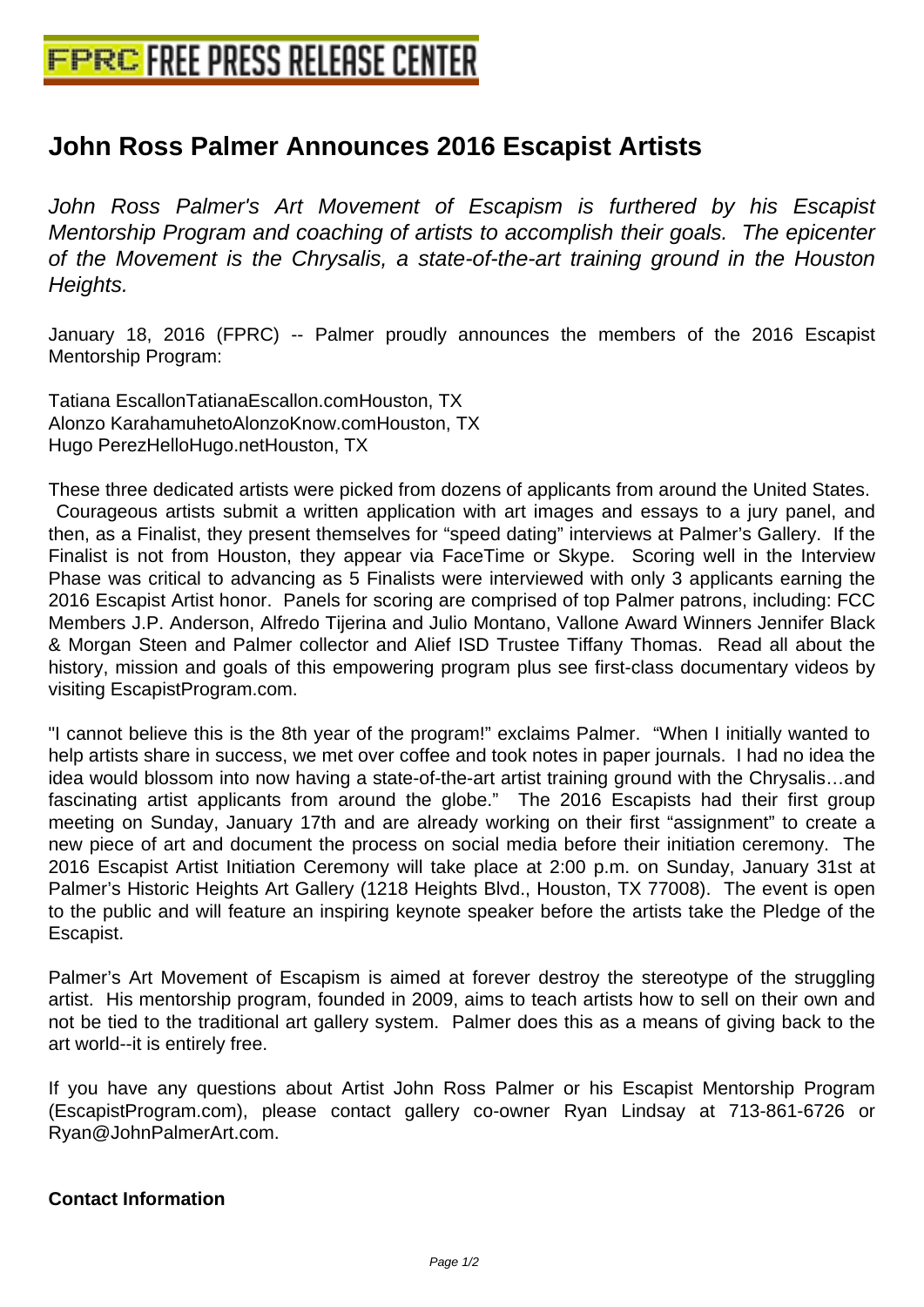# John Ross Palmer Announces 2016 Escapist Artists

*John Ross Palmer's Art Movement of Escapism is furthered by his Escapist Mentorship Program and coaching of artists to accomplish their goals. The epicenter of the Movement is the Chrysalis, a state-of-the-art training ground in the Houston Heights.*

January 18, 2016 (FPRC) -- Palmer proudly announces the members of the 2016 Escapist Mentorship Program:

Tatiana EscallonTatianaEscallon.comHouston, TX
Alonzo KarahamuhetoAlonzoKnow.comHouston, TX
Hugo PerezHelloHugo.netHouston, TX

These three dedicated artists were picked from dozens of applicants from around the United States. Courageous artists submit a written application with art images and essays to a jury panel, and then, as a Finalist, they present themselves for "speed dating" interviews at Palmer's Gallery. If the Finalist is not from Houston, they appear via FaceTime or Skype. Scoring well in the Interview Phase was critical to advancing as 5 Finalists were interviewed with only 3 applicants earning the 2016 Escapist Artist honor. Panels for scoring are comprised of top Palmer patrons, including: FCC Members J.P. Anderson, Alfredo Tijerina and Julio Montano, Vallone Award Winners Jennifer Black & Morgan Steen and Palmer collector and Alief ISD Trustee Tiffany Thomas. Read all about the history, mission and goals of this empowering program plus see first-class documentary videos by visiting EscapistProgram.com.

"I cannot believe this is the 8th year of the program!" exclaims Palmer. "When I initially wanted to help artists share in success, we met over coffee and took notes in paper journals. I had no idea the idea would blossom into now having a state-of-the-art artist training ground with the Chrysalis…and fascinating artist applicants from around the globe." The 2016 Escapists had their first group meeting on Sunday, January 17th and are already working on their first "assignment" to create a new piece of art and document the process on social media before their initiation ceremony. The 2016 Escapist Artist Initiation Ceremony will take place at 2:00 p.m. on Sunday, January 31st at Palmer's Historic Heights Art Gallery (1218 Heights Blvd., Houston, TX 77008). The event is open to the public and will feature an inspiring keynote speaker before the artists take the Pledge of the Escapist.

Palmer's Art Movement of Escapism is aimed at forever destroy the stereotype of the struggling artist. His mentorship program, founded in 2009, aims to teach artists how to sell on their own and not be tied to the traditional art gallery system. Palmer does this as a means of giving back to the art world--it is entirely free.

If you have any questions about Artist John Ross Palmer or his Escapist Mentorship Program (EscapistProgram.com), please contact gallery co-owner Ryan Lindsay at 713-861-6726 or Ryan@JohnPalmerArt.com.

**Contact Information**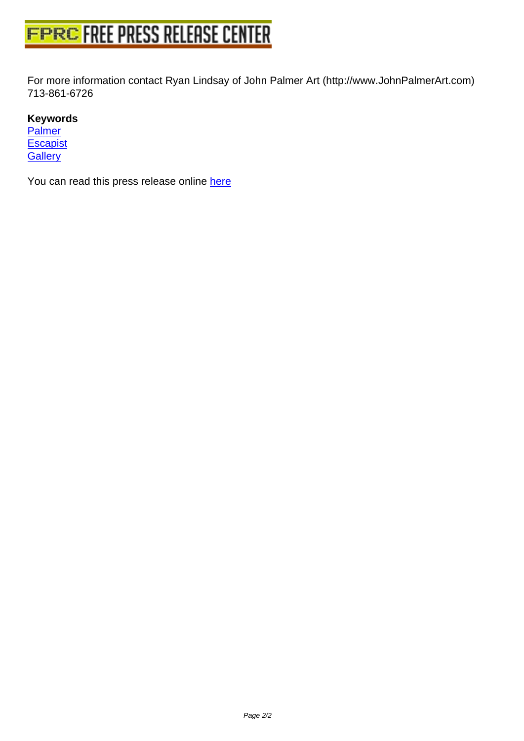For more information contact Ryan Lindsay of John Palmer Art (http://www.JohnPalmerArt.com)
713-861-6726

**Keywords**
Palmer
Escapist
Gallery

You can read this press release online here